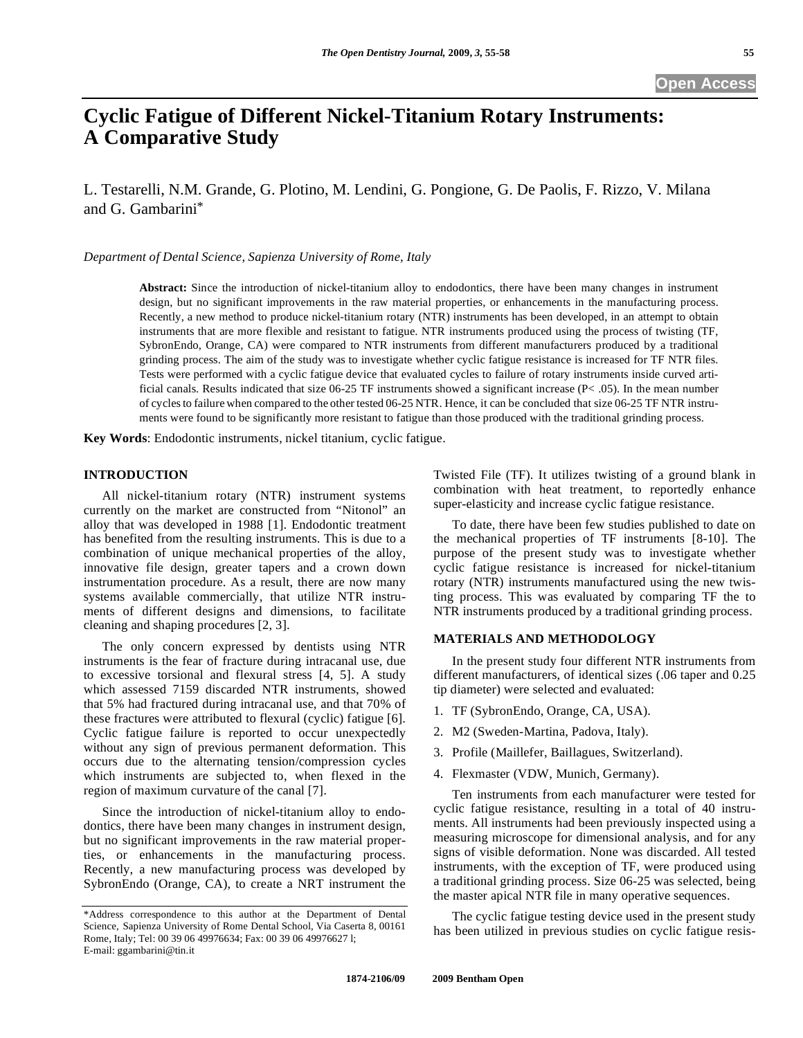# Cyclic Fatigue of Different Nickel-Titanium Rotary Instruments: A Comparative Study

L. Testarelli, N.M. Grande, G. Plotino, M. Lendini, G. Pongione, G. De Paolis, F. Rizzo, V. Milana and G. Gambarini*

*Department of Dental Science, Sapienza University of Rome, Italy*

**Abstract:** Since the introduction of nickel-titanium alloy to endodontics, there have been many changes in instrument design, but no significant improvements in the raw material properties, or enhancements in the manufacturing process. Recently, a new method to produce nickel-titanium rotary (NTR) instruments has been developed, in an attempt to obtain instruments that are more flexible and resistant to fatigue. NTR instruments produced using the process of twisting (TF, SybronEndo, Orange, CA) were compared to NTR instruments from different manufacturers produced by a traditional grinding process. The aim of the study was to investigate whether cyclic fatigue resistance is increased for TF NTR files. Tests were performed with a cyclic fatigue device that evaluated cycles to failure of rotary instruments inside curved artificial canals. Results indicated that size 06-25 TF instruments showed a significant increase ($P < .05$). In the mean number of cycles to failure when compared to the other tested 06-25 NTR. Hence, it can be concluded that size 06-25 TF NTR instruments were found to be significantly more resistant to fatigue than those produced with the traditional grinding process.

**Key Words**: Endodontic instruments, nickel titanium, cyclic fatigue.

## INTRODUCTION

All nickel-titanium rotary (NTR) instrument systems currently on the market are constructed from "Nitonol" an alloy that was developed in 1988 [1]. Endodontic treatment has benefited from the resulting instruments. This is due to a combination of unique mechanical properties of the alloy, innovative file design, greater tapers and a crown down instrumentation procedure. As a result, there are now many systems available commercially, that utilize NTR instruments of different designs and dimensions, to facilitate cleaning and shaping procedures [2, 3].

The only concern expressed by dentists using NTR instruments is the fear of fracture during intracanal use, due to excessive torsional and flexural stress [4, 5]. A study which assessed 7159 discarded NTR instruments, showed that 5% had fractured during intracanal use, and that 70% of these fractures were attributed to flexural (cyclic) fatigue [6]. Cyclic fatigue failure is reported to occur unexpectedly without any sign of previous permanent deformation. This occurs due to the alternating tension/compression cycles which instruments are subjected to, when flexed in the region of maximum curvature of the canal [7].

Since the introduction of nickel-titanium alloy to endodontics, there have been many changes in instrument design, but no significant improvements in the raw material properties, or enhancements in the manufacturing process. Recently, a new manufacturing process was developed by SybronEndo (Orange, CA), to create a NRT instrument the Twisted File (TF). It utilizes twisting of a ground blank in combination with heat treatment, to reportedly enhance super-elasticity and increase cyclic fatigue resistance.

To date, there have been few studies published to date on the mechanical properties of TF instruments [8-10]. The purpose of the present study was to investigate whether cyclic fatigue resistance is increased for nickel-titanium rotary (NTR) instruments manufactured using the new twisting process. This was evaluated by comparing TF the to NTR instruments produced by a traditional grinding process.

## MATERIALS AND METHODOLOGY

In the present study four different NTR instruments from different manufacturers, of identical sizes (.06 taper and 0.25 tip diameter) were selected and evaluated:

1. TF (SybronEndo, Orange, CA, USA).
2. M2 (Sweden-Martina, Padova, Italy).
3. Profile (Maillefer, Baillagues, Switzerland).
4. Flexmaster (VDW, Munich, Germany).

Ten instruments from each manufacturer were tested for cyclic fatigue resistance, resulting in a total of 40 instruments. All instruments had been previously inspected using a measuring microscope for dimensional analysis, and for any signs of visible deformation. None was discarded. All tested instruments, with the exception of TF, were produced using a traditional grinding process. Size 06-25 was selected, being the master apical NTR file in many operative sequences.

The cyclic fatigue testing device used in the present study has been utilized in previous studies on cyclic fatigue resis-

*Address correspondence to this author at the Department of Dental Science, Sapienza University of Rome Dental School, Via Caserta 8, 00161 Rome, Italy; Tel: 00 39 06 49976634; Fax: 00 39 06 49976627 l; E-mail: ggambarini@tin.it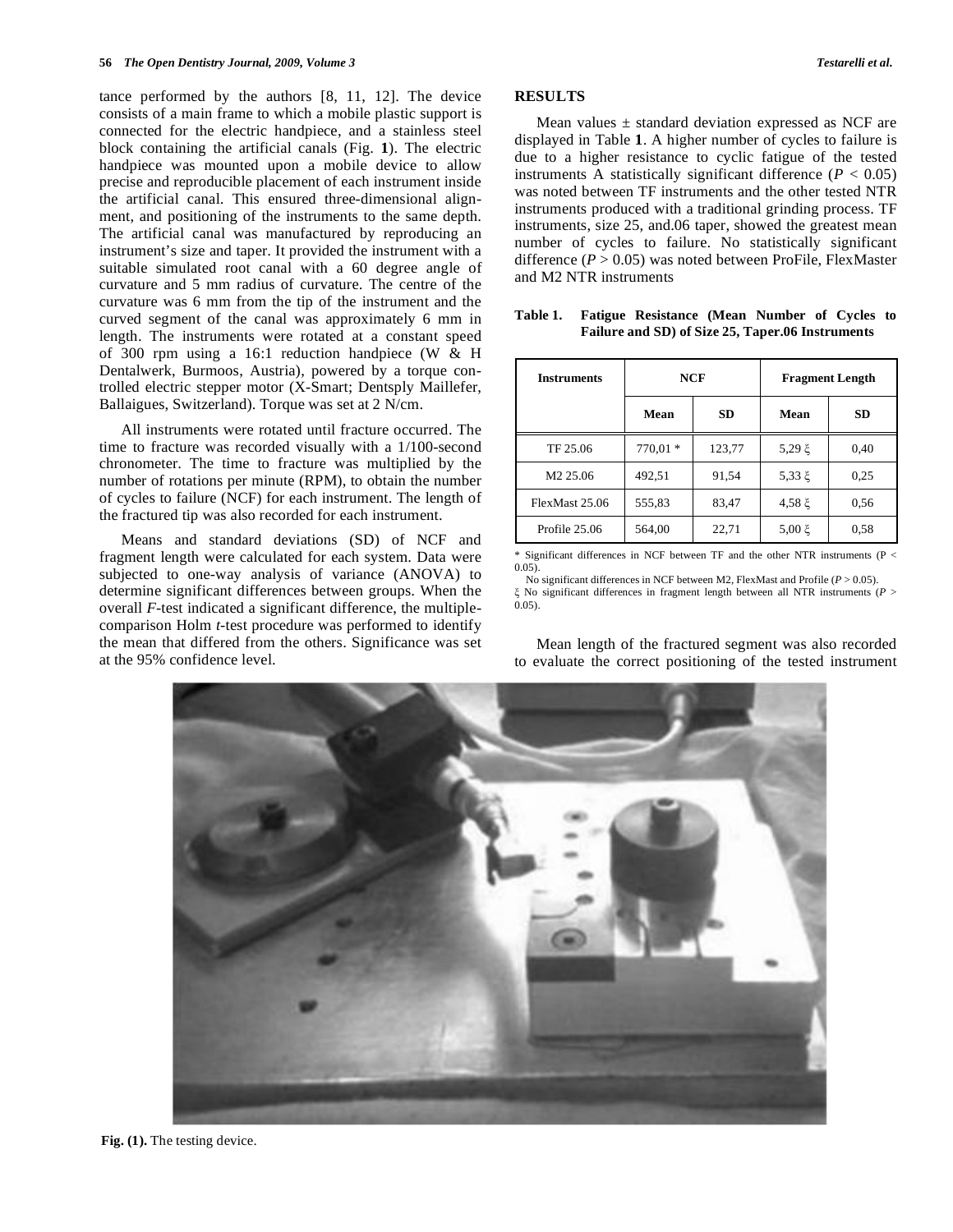tance performed by the authors [8, 11, 12]. The device consists of a main frame to which a mobile plastic support is connected for the electric handpiece, and a stainless steel block containing the artificial canals (Fig. **1**). The electric handpiece was mounted upon a mobile device to allow precise and reproducible placement of each instrument inside the artificial canal. This ensured three-dimensional alignment, and positioning of the instruments to the same depth. The artificial canal was manufactured by reproducing an instrument's size and taper. It provided the instrument with a suitable simulated root canal with a 60 degree angle of curvature and 5 mm radius of curvature. The centre of the curvature was 6 mm from the tip of the instrument and the curved segment of the canal was approximately 6 mm in length. The instruments were rotated at a constant speed of 300 rpm using a 16:1 reduction handpiece (W & H Dentalwerk, Burmoos, Austria), powered by a torque controlled electric stepper motor (X-Smart; Dentsply Maillefer, Ballaigues, Switzerland). Torque was set at 2 N/cm.

All instruments were rotated until fracture occurred. The time to fracture was recorded visually with a 1/100-second chronometer. The time to fracture was multiplied by the number of rotations per minute (RPM), to obtain the number of cycles to failure (NCF) for each instrument. The length of the fractured tip was also recorded for each instrument.

Means and standard deviations (SD) of NCF and fragment length were calculated for each system. Data were subjected to one-way analysis of variance (ANOVA) to determine significant differences between groups. When the overall *F*-test indicated a significant difference, the multiple-comparison Holm *t*-test procedure was performed to identify the mean that differed from the others. Significance was set at the 95% confidence level.

## RESULTS

Mean values ± standard deviation expressed as NCF are displayed in Table **1**. A higher number of cycles to failure is due to a higher resistance to cyclic fatigue of the tested instruments A statistically significant difference ($P < 0.05$) was noted between TF instruments and the other tested NTR instruments produced with a traditional grinding process. TF instruments, size 25, and.06 taper, showed the greatest mean number of cycles to failure. No statistically significant difference ($P > 0.05$) was noted between ProFile, FlexMaster and M2 NTR instruments

**Table 1. Fatigue Resistance (Mean Number of Cycles to Failure and SD) of Size 25, Taper.06 Instruments**

| Instruments | NCF | | Fragment Length | |
|---|---|---|---|---|
| | Mean | SD | Mean | SD |
| TF 25.06 | 770,01 * | 123,77 | 5,29 ξ | 0,40 |
| M2 25.06 | 492,51 | 91,54 | 5,33 ξ | 0,25 |
| FlexMast 25.06 | 555,83 | 83,47 | 4,58 ξ | 0,56 |
| Profile 25.06 | 564,00 | 22,71 | 5,00 ξ | 0,58 |

\* Significant differences in NCF between TF and the other NTR instruments ($P < 0.05$).
No significant differences in NCF between M2, FlexMast and Profile ($P > 0.05$).
ξ No significant differences in fragment length between all NTR instruments ($P > 0.05$).

Mean length of the fractured segment was also recorded to evaluate the correct positioning of the tested instrument

**Fig. (1).** The testing device.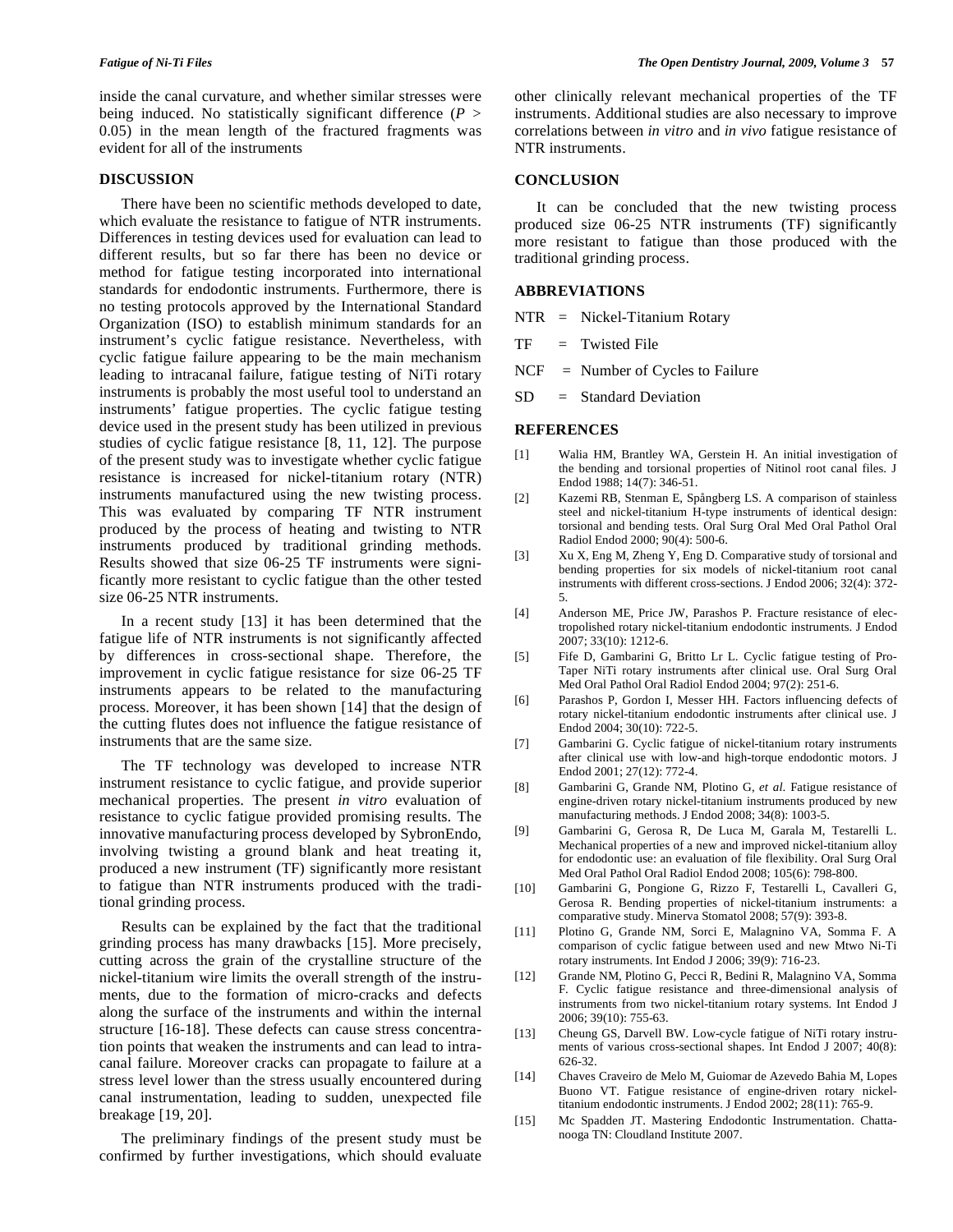inside the canal curvature, and whether similar stresses were being induced. No statistically significant difference ($P > 0.05$) in the mean length of the fractured fragments was evident for all of the instruments

## DISCUSSION

There have been no scientific methods developed to date, which evaluate the resistance to fatigue of NTR instruments. Differences in testing devices used for evaluation can lead to different results, but so far there has been no device or method for fatigue testing incorporated into international standards for endodontic instruments. Furthermore, there is no testing protocols approved by the International Standard Organization (ISO) to establish minimum standards for an instrument's cyclic fatigue resistance. Nevertheless, with cyclic fatigue failure appearing to be the main mechanism leading to intracanal failure, fatigue testing of NiTi rotary instruments is probably the most useful tool to understand an instruments' fatigue properties. The cyclic fatigue testing device used in the present study has been utilized in previous studies of cyclic fatigue resistance [8, 11, 12]. The purpose of the present study was to investigate whether cyclic fatigue resistance is increased for nickel-titanium rotary (NTR) instruments manufactured using the new twisting process. This was evaluated by comparing TF NTR instrument produced by the process of heating and twisting to NTR instruments produced by traditional grinding methods. Results showed that size 06-25 TF instruments were significantly more resistant to cyclic fatigue than the other tested size 06-25 NTR instruments.

In a recent study [13] it has been determined that the fatigue life of NTR instruments is not significantly affected by differences in cross-sectional shape. Therefore, the improvement in cyclic fatigue resistance for size 06-25 TF instruments appears to be related to the manufacturing process. Moreover, it has been shown [14] that the design of the cutting flutes does not influence the fatigue resistance of instruments that are the same size.

The TF technology was developed to increase NTR instrument resistance to cyclic fatigue, and provide superior mechanical properties. The present *in vitro* evaluation of resistance to cyclic fatigue provided promising results. The innovative manufacturing process developed by SybronEndo, involving twisting a ground blank and heat treating it, produced a new instrument (TF) significantly more resistant to fatigue than NTR instruments produced with the traditional grinding process.

Results can be explained by the fact that the traditional grinding process has many drawbacks [15]. More precisely, cutting across the grain of the crystalline structure of the nickel-titanium wire limits the overall strength of the instruments, due to the formation of micro-cracks and defects along the surface of the instruments and within the internal structure [16-18]. These defects can cause stress concentration points that weaken the instruments and can lead to intracanal failure. Moreover cracks can propagate to failure at a stress level lower than the stress usually encountered during canal instrumentation, leading to sudden, unexpected file breakage [19, 20].

The preliminary findings of the present study must be confirmed by further investigations, which should evaluate other clinically relevant mechanical properties of the TF instruments. Additional studies are also necessary to improve correlations between *in vitro* and *in vivo* fatigue resistance of NTR instruments.

## CONCLUSION

It can be concluded that the new twisting process produced size 06-25 NTR instruments (TF) significantly more resistant to fatigue than those produced with the traditional grinding process.

## ABBREVIATIONS

NTR = Nickel-Titanium Rotary

TF = Twisted File

NCF = Number of Cycles to Failure

SD = Standard Deviation

## REFERENCES

[1] Walia HM, Brantley WA, Gerstein H. An initial investigation of the bending and torsional properties of Nitinol root canal files. J Endod 1988; 14(7): 346-51.

[2] Kazemi RB, Stenman E, Spångberg LS. A comparison of stainless steel and nickel-titanium H-type instruments of identical design: torsional and bending tests. Oral Surg Oral Med Oral Pathol Oral Radiol Endod 2000; 90(4): 500-6.

[3] Xu X, Eng M, Zheng Y, Eng D. Comparative study of torsional and bending properties for six models of nickel-titanium root canal instruments with different cross-sections. J Endod 2006; 32(4): 372-5.

[4] Anderson ME, Price JW, Parashos P. Fracture resistance of electropolished rotary nickel-titanium endodontic instruments. J Endod 2007; 33(10): 1212-6.

[5] Fife D, Gambarini G, Britto Lr L. Cyclic fatigue testing of ProTaper NiTi rotary instruments after clinical use. Oral Surg Oral Med Oral Pathol Oral Radiol Endod 2004; 97(2): 251-6.

[6] Parashos P, Gordon I, Messer HH. Factors influencing defects of rotary nickel-titanium endodontic instruments after clinical use. J Endod 2004; 30(10): 722-5.

[7] Gambarini G. Cyclic fatigue of nickel-titanium rotary instruments after clinical use with low-and high-torque endodontic motors. J Endod 2001; 27(12): 772-4.

[8] Gambarini G, Grande NM, Plotino G, *et al.* Fatigue resistance of engine-driven rotary nickel-titanium instruments produced by new manufacturing methods. J Endod 2008; 34(8): 1003-5.

[9] Gambarini G, Gerosa R, De Luca M, Garala M, Testarelli L. Mechanical properties of a new and improved nickel-titanium alloy for endodontic use: an evaluation of file flexibility. Oral Surg Oral Med Oral Pathol Oral Radiol Endod 2008; 105(6): 798-800.

[10] Gambarini G, Pongione G, Rizzo F, Testarelli L, Cavalleri G, Gerosa R. Bending properties of nickel-titanium instruments: a comparative study. Minerva Stomatol 2008; 57(9): 393-8.

[11] Plotino G, Grande NM, Sorci E, Malagnino VA, Somma F. A comparison of cyclic fatigue between used and new Mtwo Ni-Ti rotary instruments. Int Endod J 2006; 39(9): 716-23.

[12] Grande NM, Plotino G, Pecci R, Bedini R, Malagnino VA, Somma F. Cyclic fatigue resistance and three-dimensional analysis of instruments from two nickel-titanium rotary systems. Int Endod J 2006; 39(10): 755-63.

[13] Cheung GS, Darvell BW. Low-cycle fatigue of NiTi rotary instruments of various cross-sectional shapes. Int Endod J 2007; 40(8): 626-32.

[14] Chaves Craveiro de Melo M, Guiomar de Azevedo Bahia M, Lopes Buono VT. Fatigue resistance of engine-driven rotary nickel-titanium endodontic instruments. J Endod 2002; 28(11): 765-9.

[15] Mc Spadden JT. Mastering Endodontic Instrumentation. Chattanooga TN: Cloudland Institute 2007.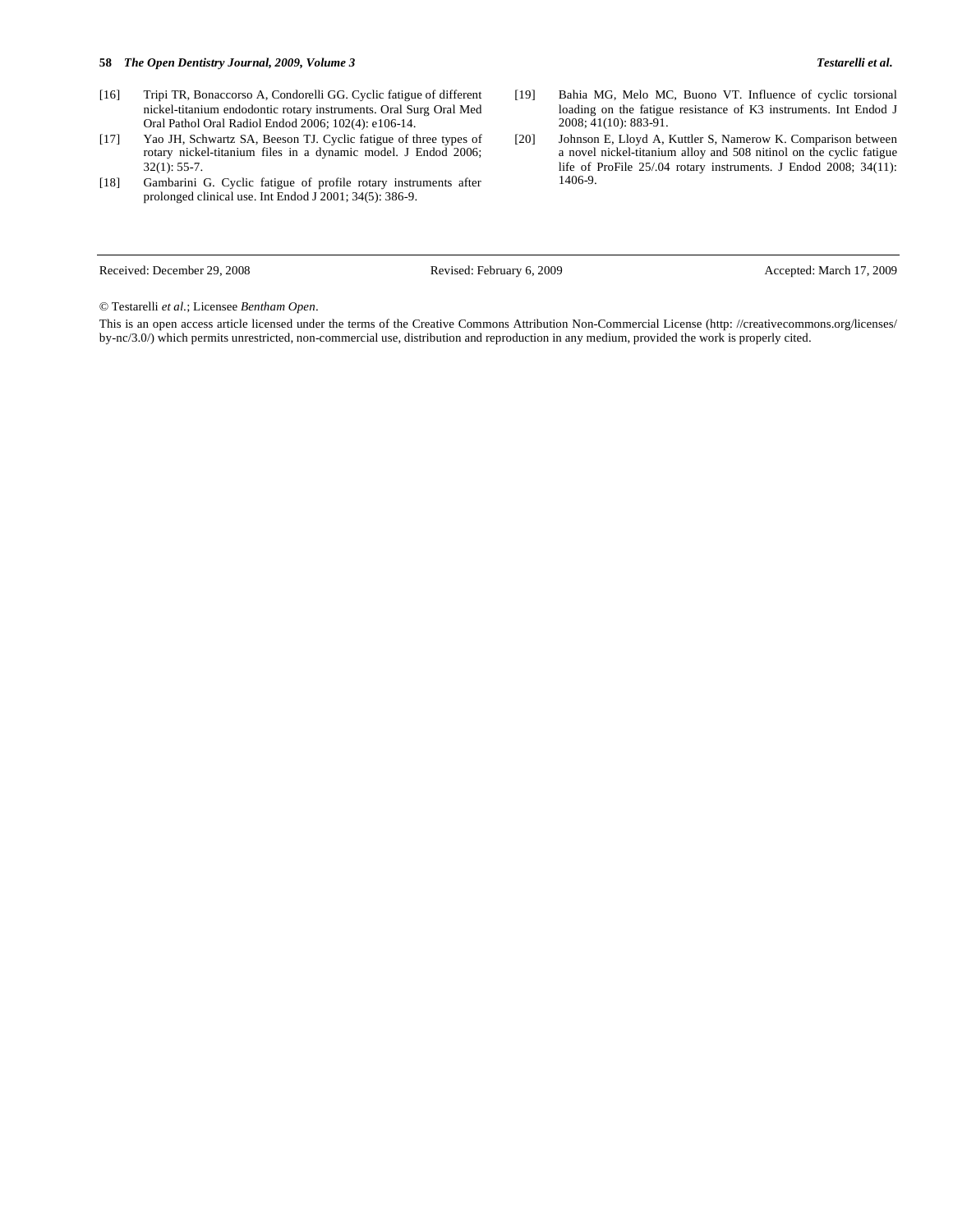[16] Tripi TR, Bonaccorso A, Condorelli GG. Cyclic fatigue of different nickel-titanium endodontic rotary instruments. Oral Surg Oral Med Oral Pathol Oral Radiol Endod 2006; 102(4): e106-14.

[17] Yao JH, Schwartz SA, Beeson TJ. Cyclic fatigue of three types of rotary nickel-titanium files in a dynamic model. J Endod 2006; 32(1): 55-7.

[18] Gambarini G. Cyclic fatigue of profile rotary instruments after prolonged clinical use. Int Endod J 2001; 34(5): 386-9.

[19] Bahia MG, Melo MC, Buono VT. Influence of cyclic torsional loading on the fatigue resistance of K3 instruments. Int Endod J 2008; 41(10): 883-91.

[20] Johnson E, Lloyd A, Kuttler S, Namerow K. Comparison between a novel nickel-titanium alloy and 508 nitinol on the cyclic fatigue life of ProFile 25/.04 rotary instruments. J Endod 2008; 34(11): 1406-9.

---

Received: December 29, 2008 Revised: February 6, 2009 Accepted: March 17, 2009

© Testarelli *et al.*; Licensee *Bentham Open*.

This is an open access article licensed under the terms of the Creative Commons Attribution Non-Commercial License (http: //creativecommons.org/licenses/by-nc/3.0/) which permits unrestricted, non-commercial use, distribution and reproduction in any medium, provided the work is properly cited.